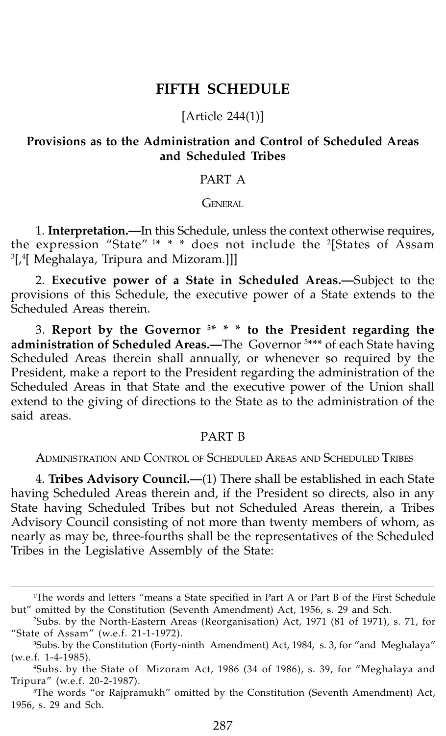# FIFTH SCHEDULE

[Article 244(1)]

## Provisions as to the Administration and Control of Scheduled Areas and Scheduled Tribes

### PART A

GENERAL

1. **Interpretation.—**In this Schedule, unless the context otherwise requires, the expression "State" [1]* * * does not include the [2][States of Assam [3][,[4][ Meghalaya, Tripura and Mizoram.]]]

2. **Executive power of a State in Scheduled Areas.—**Subject to the provisions of this Schedule, the executive power of a State extends to the Scheduled Areas therein.

3. **Report by the Governor [5]* * * to the President regarding the administration of Scheduled Areas.—**The Governor [5]*** of each State having Scheduled Areas therein shall annually, or whenever so required by the President, make a report to the President regarding the administration of the Scheduled Areas in that State and the executive power of the Union shall extend to the giving of directions to the State as to the administration of the said areas.

### PART B

ADMINISTRATION AND CONTROL OF SCHEDULED AREAS AND SCHEDULED TRIBES

4. **Tribes Advisory Council.—**(1) There shall be established in each State having Scheduled Areas therein and, if the President so directs, also in any State having Scheduled Tribes but not Scheduled Areas therein, a Tribes Advisory Council consisting of not more than twenty members of whom, as nearly as may be, three-fourths shall be the representatives of the Scheduled Tribes in the Legislative Assembly of the State:

---

[1]The words and letters "means a State specified in Part A or Part B of the First Schedule but" omitted by the Constitution (Seventh Amendment) Act, 1956, s. 29 and Sch.

[2]Subs. by the North-Eastern Areas (Reorganisation) Act, 1971 (81 of 1971), s. 71, for "State of Assam" (w.e.f. 21-1-1972).

[3]Subs. by the Constitution (Forty-ninth Amendment) Act, 1984, s. 3, for "and Meghalaya" (w.e.f. 1-4-1985).

[4]Subs. by the State of Mizoram Act, 1986 (34 of 1986), s. 39, for "Meghalaya and Tripura" (w.e.f. 20-2-1987).

[5]The words "or Rajpramukh" omitted by the Constitution (Seventh Amendment) Act, 1956, s. 29 and Sch.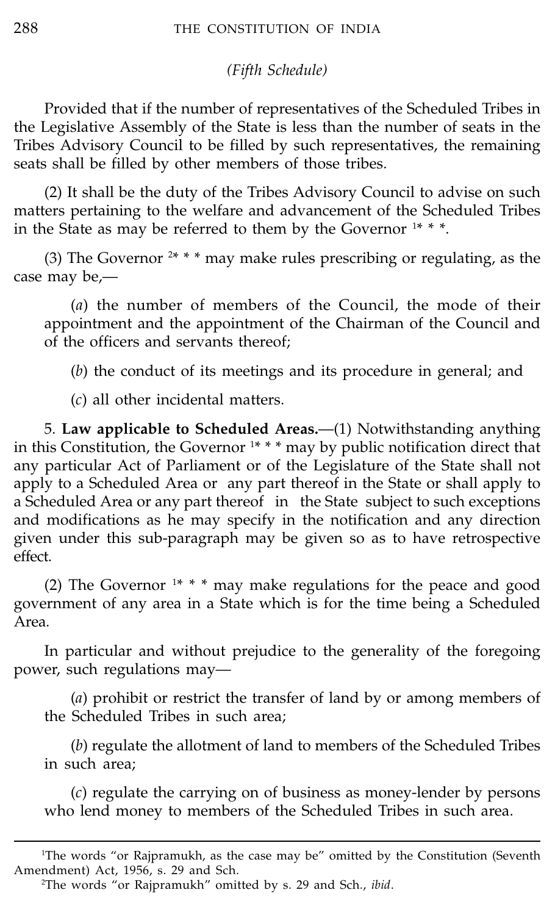*(Fifth Schedule)*

Provided that if the number of representatives of the Scheduled Tribes in the Legislative Assembly of the State is less than the number of seats in the Tribes Advisory Council to be filled by such representatives, the remaining seats shall be filled by other members of those tribes.

(2) It shall be the duty of the Tribes Advisory Council to advise on such matters pertaining to the welfare and advancement of the Scheduled Tribes in the State as may be referred to them by the Governor [1]* * *.

(3) The Governor [2]* * * may make rules prescribing or regulating, as the case may be,—

(*a*) the number of members of the Council, the mode of their appointment and the appointment of the Chairman of the Council and of the officers and servants thereof;

(*b*) the conduct of its meetings and its procedure in general; and

(*c*) all other incidental matters.

5. **Law applicable to Scheduled Areas.**—(1) Notwithstanding anything in this Constitution, the Governor [1]* * * may by public notification direct that any particular Act of Parliament or of the Legislature of the State shall not apply to a Scheduled Area or any part thereof in the State or shall apply to a Scheduled Area or any part thereof in the State subject to such exceptions and modifications as he may specify in the notification and any direction given under this sub-paragraph may be given so as to have retrospective effect.

(2) The Governor [1]* * * may make regulations for the peace and good government of any area in a State which is for the time being a Scheduled Area.

In particular and without prejudice to the generality of the foregoing power, such regulations may—

(*a*) prohibit or restrict the transfer of land by or among members of the Scheduled Tribes in such area;

(*b*) regulate the allotment of land to members of the Scheduled Tribes in such area;

(*c*) regulate the carrying on of business as money-lender by persons who lend money to members of the Scheduled Tribes in such area.

---

[1]The words "or Rajpramukh, as the case may be" omitted by the Constitution (Seventh Amendment) Act, 1956, s. 29 and Sch.

[2]The words "or Rajpramukh" omitted by s. 29 and Sch., *ibid*.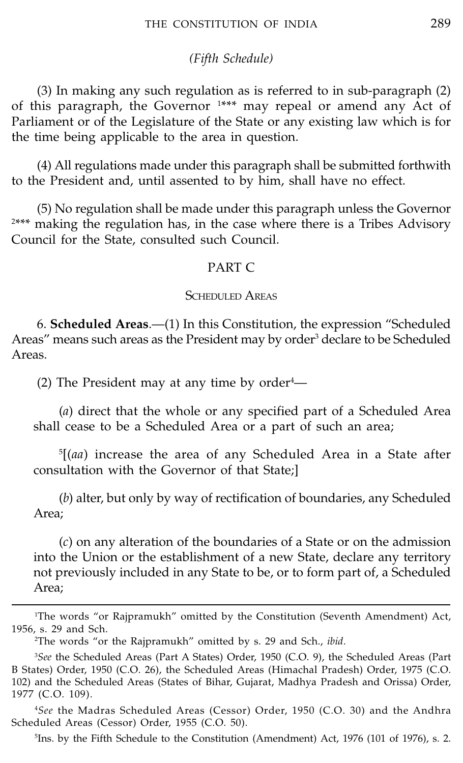*(Fifth Schedule)*

(3) In making any such regulation as is referred to in sub-paragraph (2) of this paragraph, the Governor [1]*** may repeal or amend any Act of Parliament or of the Legislature of the State or any existing law which is for the time being applicable to the area in question.

(4) All regulations made under this paragraph shall be submitted forthwith to the President and, until assented to by him, shall have no effect.

(5) No regulation shall be made under this paragraph unless the Governor [2]*** making the regulation has, in the case where there is a Tribes Advisory Council for the State, consulted such Council.

## PART C

### SCHEDULED AREAS

6. **Scheduled Areas**.—(1) In this Constitution, the expression "Scheduled Areas" means such areas as the President may by order[3] declare to be Scheduled Areas.

(2) The President may at any time by order[4]—

(*a*) direct that the whole or any specified part of a Scheduled Area shall cease to be a Scheduled Area or a part of such an area;

[5][(*aa*) increase the area of any Scheduled Area in a State after consultation with the Governor of that State;]

(*b*) alter, but only by way of rectification of boundaries, any Scheduled Area;

(*c*) on any alteration of the boundaries of a State or on the admission into the Union or the establishment of a new State, declare any territory not previously included in any State to be, or to form part of, a Scheduled Area;

---

[1]The words "or Rajpramukh" omitted by the Constitution (Seventh Amendment) Act, 1956, s. 29 and Sch.

[2]The words "or the Rajpramukh" omitted by s. 29 and Sch., *ibid*.

[3]*See* the Scheduled Areas (Part A States) Order, 1950 (C.O. 9), the Scheduled Areas (Part B States) Order, 1950 (C.O. 26), the Scheduled Areas (Himachal Pradesh) Order, 1975 (C.O. 102) and the Scheduled Areas (States of Bihar, Gujarat, Madhya Pradesh and Orissa) Order, 1977 (C.O. 109).

[4]*See* the Madras Scheduled Areas (Cessor) Order, 1950 (C.O. 30) and the Andhra Scheduled Areas (Cessor) Order, 1955 (C.O. 50).

[5]Ins. by the Fifth Schedule to the Constitution (Amendment) Act, 1976 (101 of 1976), s. 2.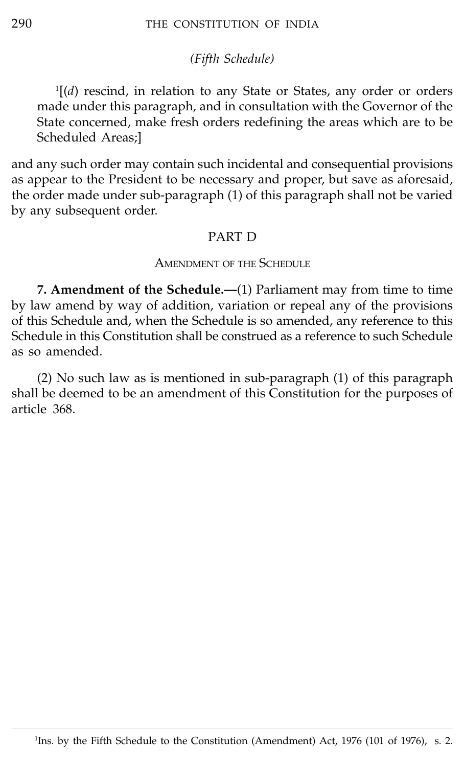*(Fifth Schedule)*

[1][(*d*) rescind, in relation to any State or States, any order or orders made under this paragraph, and in consultation with the Governor of the State concerned, make fresh orders redefining the areas which are to be Scheduled Areas;]

and any such order may contain such incidental and consequential provisions as appear to the President to be necessary and proper, but save as aforesaid, the order made under sub-paragraph (1) of this paragraph shall not be varied by any subsequent order.

## PART D

### AMENDMENT OF THE SCHEDULE

**7. Amendment of the Schedule.—**(1) Parliament may from time to time by law amend by way of addition, variation or repeal any of the provisions of this Schedule and, when the Schedule is so amended, any reference to this Schedule in this Constitution shall be construed as a reference to such Schedule as so amended.

(2) No such law as is mentioned in sub-paragraph (1) of this paragraph shall be deemed to be an amendment of this Constitution for the purposes of article 368.

---

[1]Ins. by the Fifth Schedule to the Constitution (Amendment) Act, 1976 (101 of 1976), s. 2.